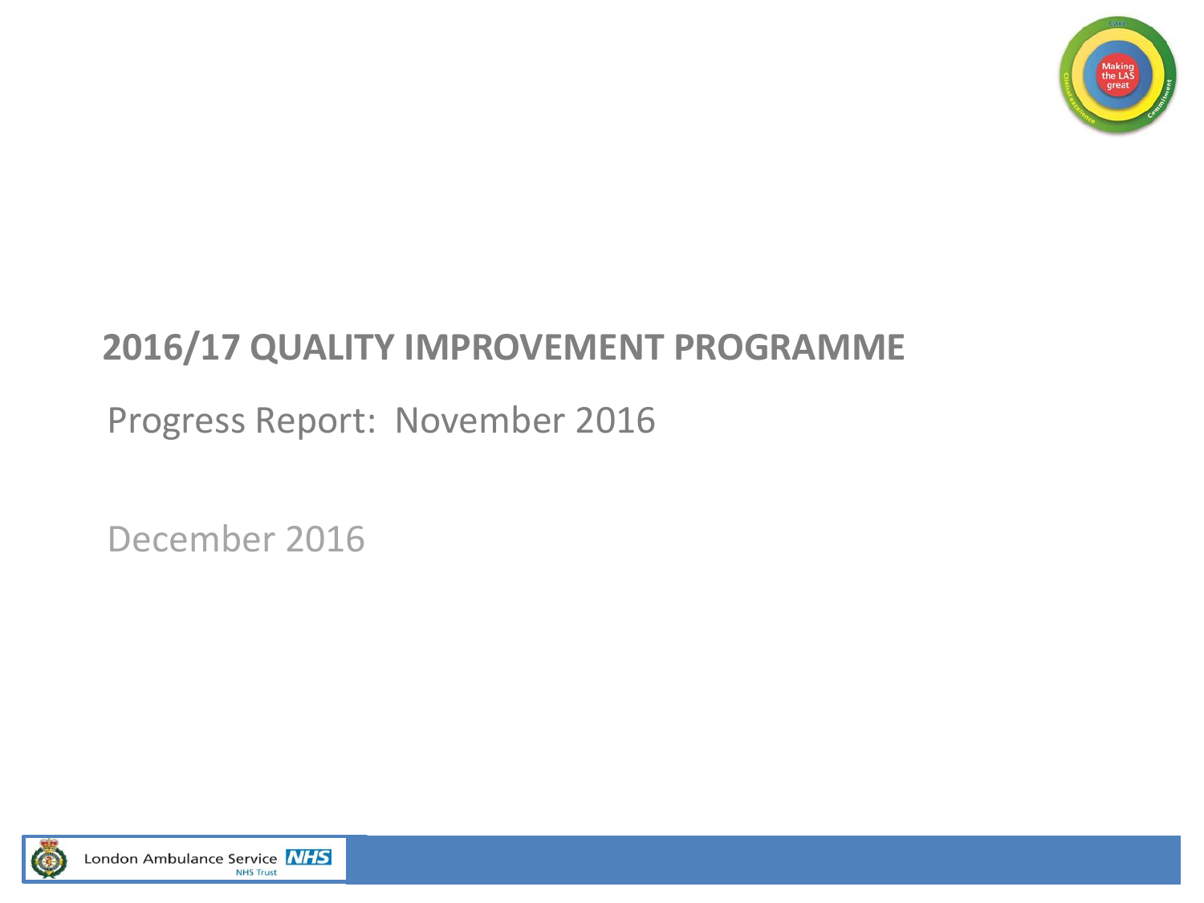# 2016/17 QUALITY IMPROVEMENT PROGRAMME

Progress Report: November 2016

December 2016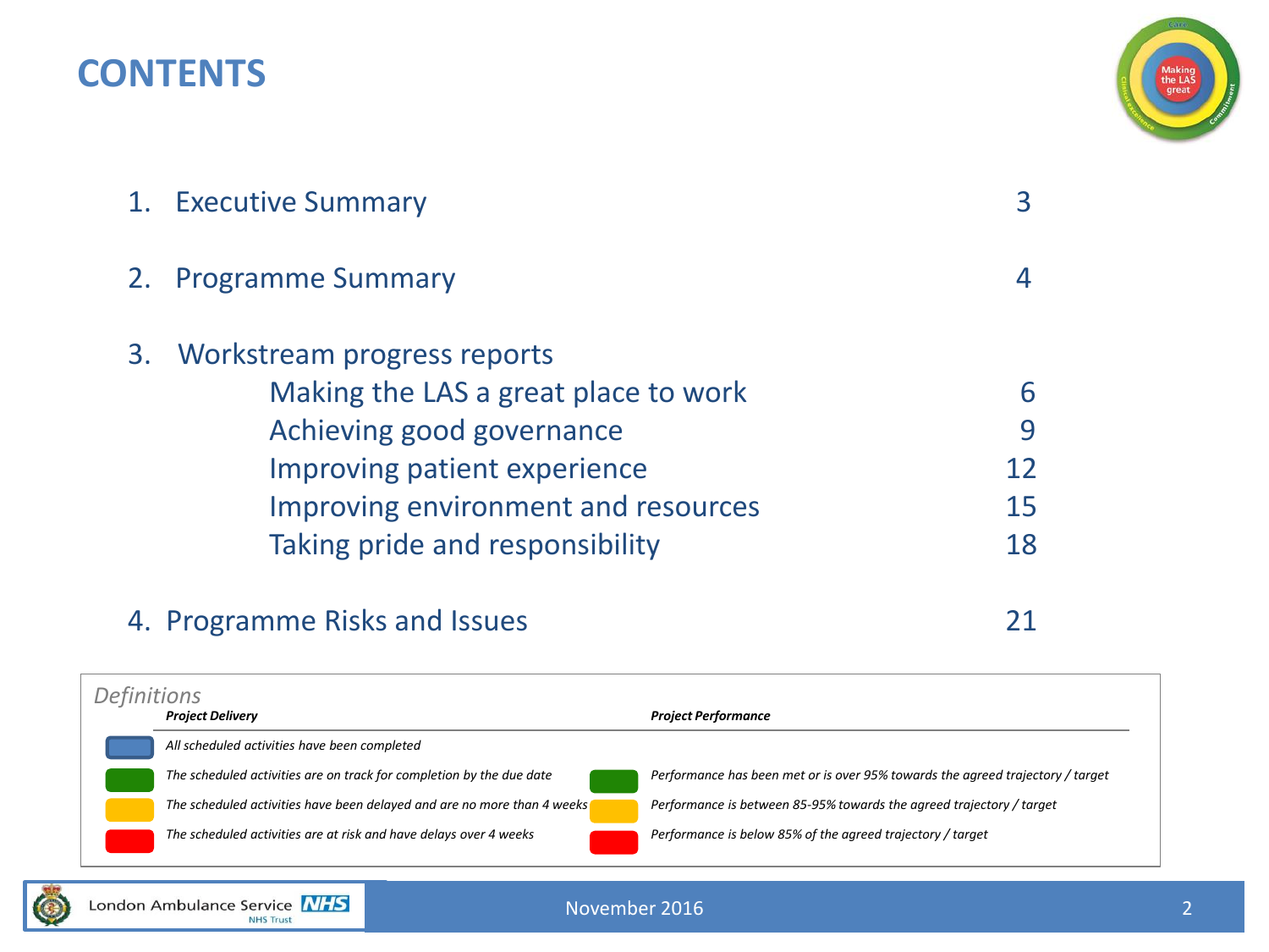# CONTENTS

1. Executive Summary 3
2. Programme Summary 4
3. Workstream progress reports
   - Making the LAS a great place to work 6
   - Achieving good governance 9
   - Improving patient experience 12
   - Improving environment and resources 15
   - Taking pride and responsibility 18
4. Programme Risks and Issues 21

*Definitions*

| Colour | ***Project Delivery*** | Colour | ***Project Performance*** |
|---|---|---|---|
| Blue | *All scheduled activities have been completed* | | |
| Green | *The scheduled activities are on track for completion by the due date* | Green | *Performance has been met or is over 95% towards the agreed trajectory / target* |
| Amber | *The scheduled activities have been delayed and are no more than 4 weeks* | Amber | *Performance is between 85-95% towards the agreed trajectory / target* |
| Red | *The scheduled activities are at risk and have delays over 4 weeks* | Red | *Performance is below 85% of the agreed trajectory / target* |

November 2016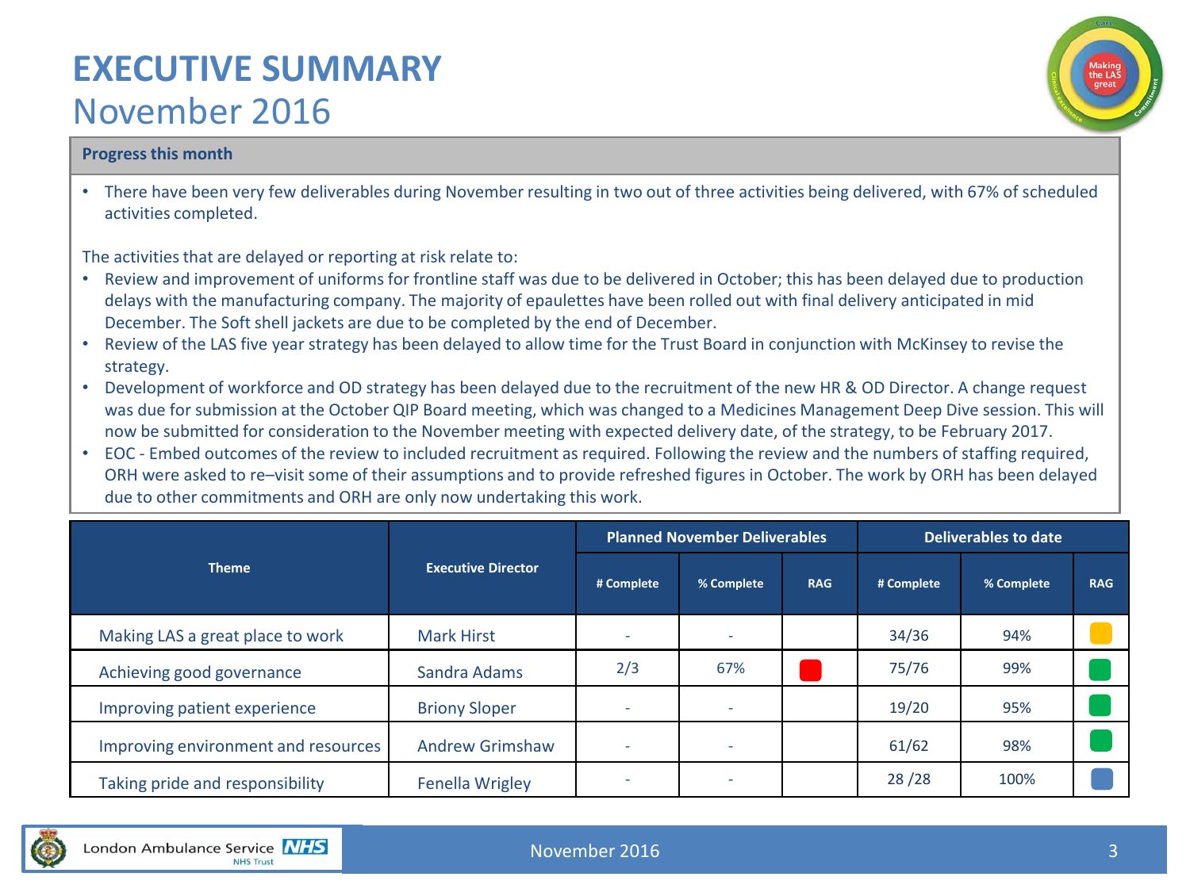# EXECUTIVE SUMMARY

## November 2016

**Progress this month**

- There have been very few deliverables during November resulting in two out of three activities being delivered, with 67% of scheduled activities completed.

The activities that are delayed or reporting at risk relate to:

- Review and improvement of uniforms for frontline staff was due to be delivered in October; this has been delayed due to production delays with the manufacturing company. The majority of epaulettes have been rolled out with final delivery anticipated in mid December. The Soft shell jackets are due to be completed by the end of December.
- Review of the LAS five year strategy has been delayed to allow time for the Trust Board in conjunction with McKinsey to revise the strategy.
- Development of workforce and OD strategy has been delayed due to the recruitment of the new HR & OD Director. A change request was due for submission at the October QIP Board meeting, which was changed to a Medicines Management Deep Dive session. This will now be submitted for consideration to the November meeting with expected delivery date, of the strategy, to be February 2017.
- EOC - Embed outcomes of the review to included recruitment as required. Following the review and the numbers of staffing required, ORH were asked to re–visit some of their assumptions and to provide refreshed figures in October. The work by ORH has been delayed due to other commitments and ORH are only now undertaking this work.

| Theme | Executive Director | Planned November Deliverables | | | Deliverables to date | | |
|---|---|---|---|---|---|---|---|
| | | # Complete | % Complete | RAG | # Complete | % Complete | RAG |
| Making LAS a great place to work | Mark Hirst | - | - | | 34/36 | 94% | Amber |
| Achieving good governance | Sandra Adams | 2/3 | 67% | Red | 75/76 | 99% | Green |
| Improving patient experience | Briony Sloper | - | - | | 19/20 | 95% | Green |
| Improving environment and resources | Andrew Grimshaw | - | - | | 61/62 | 98% | Green |
| Taking pride and responsibility | Fenella Wrigley | - | - | | 28 /28 | 100% | Blue |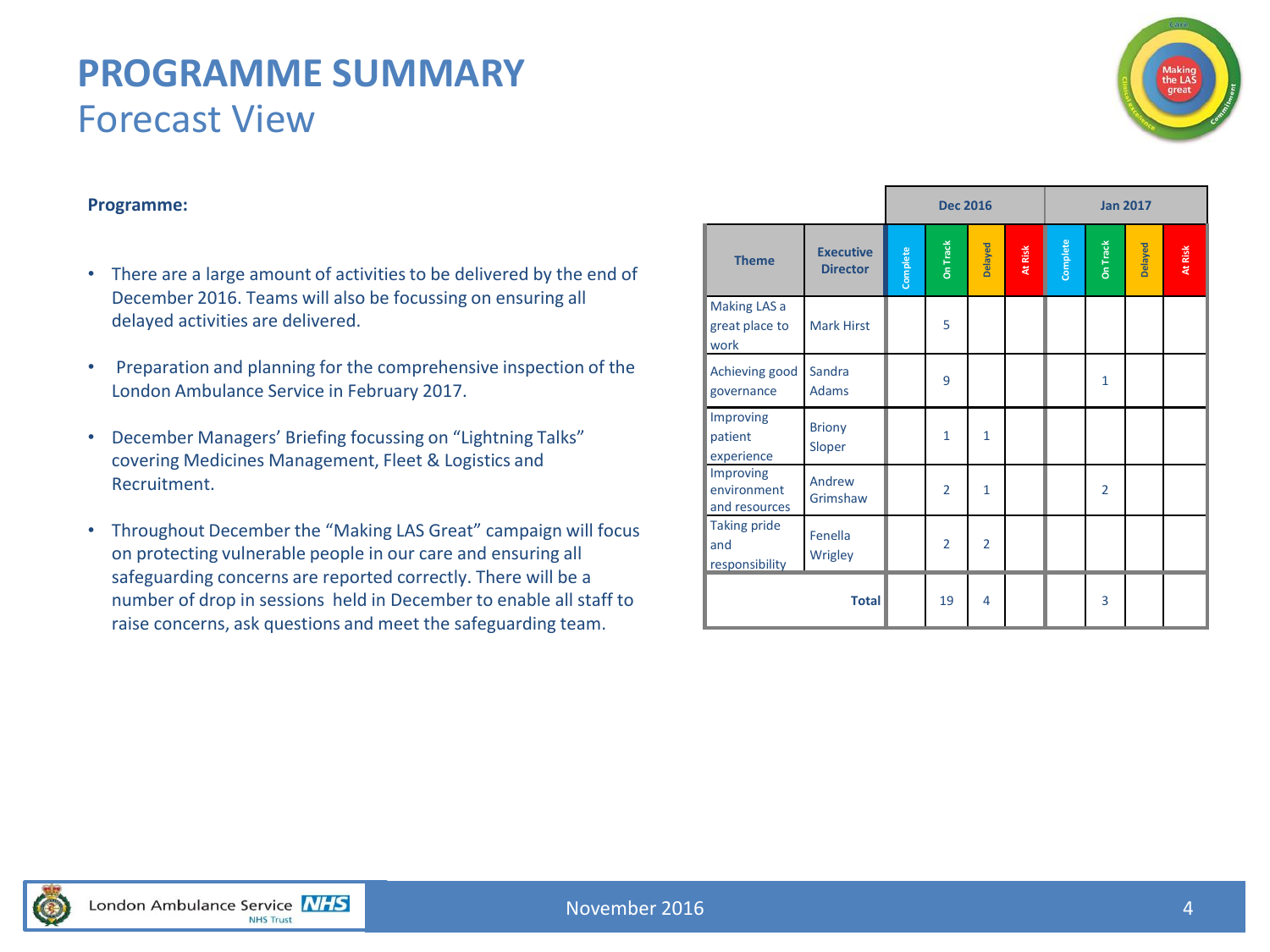# PROGRAMME SUMMARY
## Forecast View

**Programme:**

- There are a large amount of activities to be delivered by the end of December 2016. Teams will also be focussing on ensuring all delayed activities are delivered.
- Preparation and planning for the comprehensive inspection of the London Ambulance Service in February 2017.
- December Managers' Briefing focussing on "Lightning Talks" covering Medicines Management, Fleet & Logistics and Recruitment.
- Throughout December the "Making LAS Great" campaign will focus on protecting vulnerable people in our care and ensuring all safeguarding concerns are reported correctly. There will be a number of drop in sessions held in December to enable all staff to raise concerns, ask questions and meet the safeguarding team.

| | | Dec 2016 | | | | Jan 2017 | | | |
|---|---|---|---|---|---|---|---|---|---|
| **Theme** | **Executive Director** | Complete | On Track | Delayed | At Risk | Complete | On Track | Delayed | At Risk |
| Making LAS a great place to work | Mark Hirst | | 5 | | | | | | |
| Achieving good governance | Sandra Adams | | 9 | | | | 1 | | |
| Improving patient experience | Briony Sloper | | 1 | 1 | | | | | |
| Improving environment and resources | Andrew Grimshaw | | 2 | 1 | | | 2 | | |
| Taking pride and responsibility | Fenella Wrigley | | 2 | 2 | | | | | |
| **Total** | | | 19 | 4 | | | 3 | | |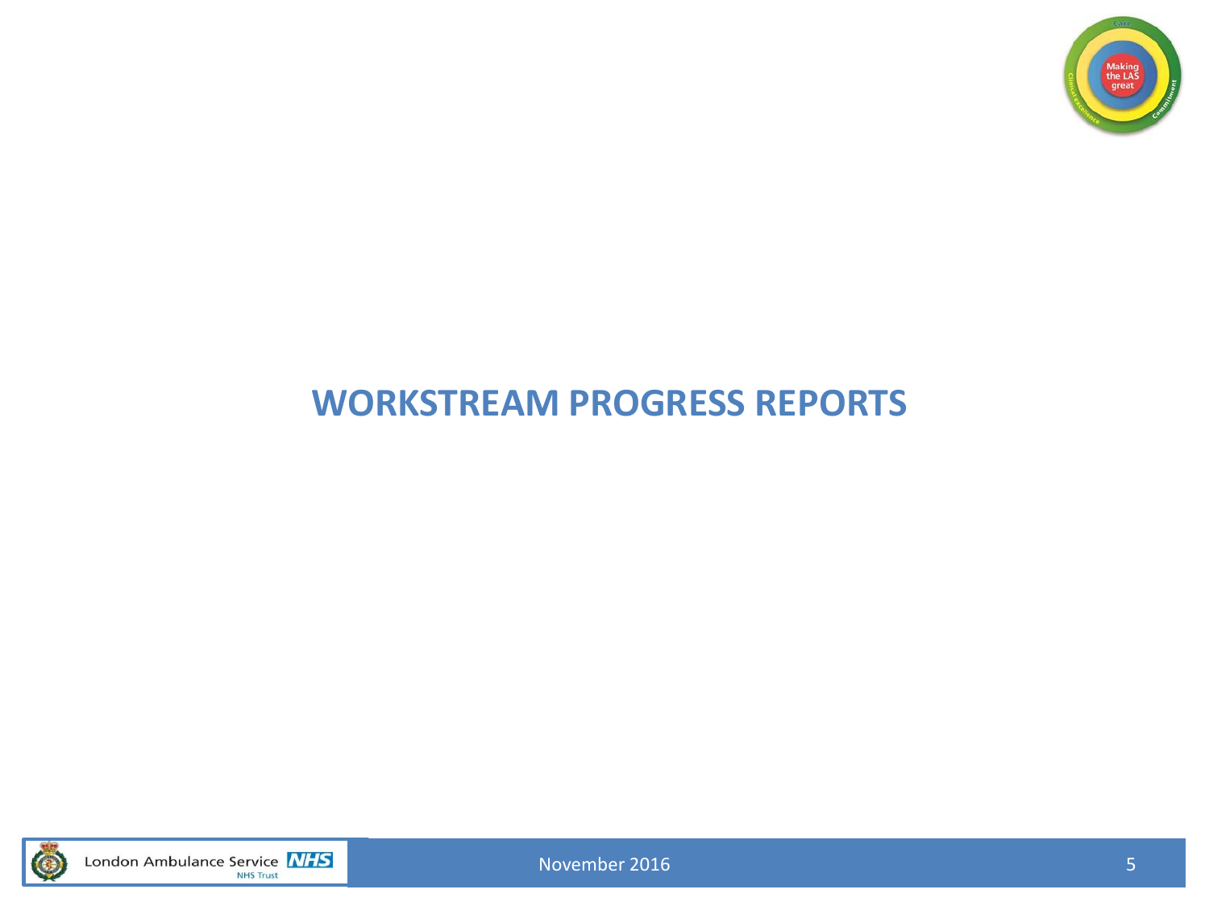# WORKSTREAM PROGRESS REPORTS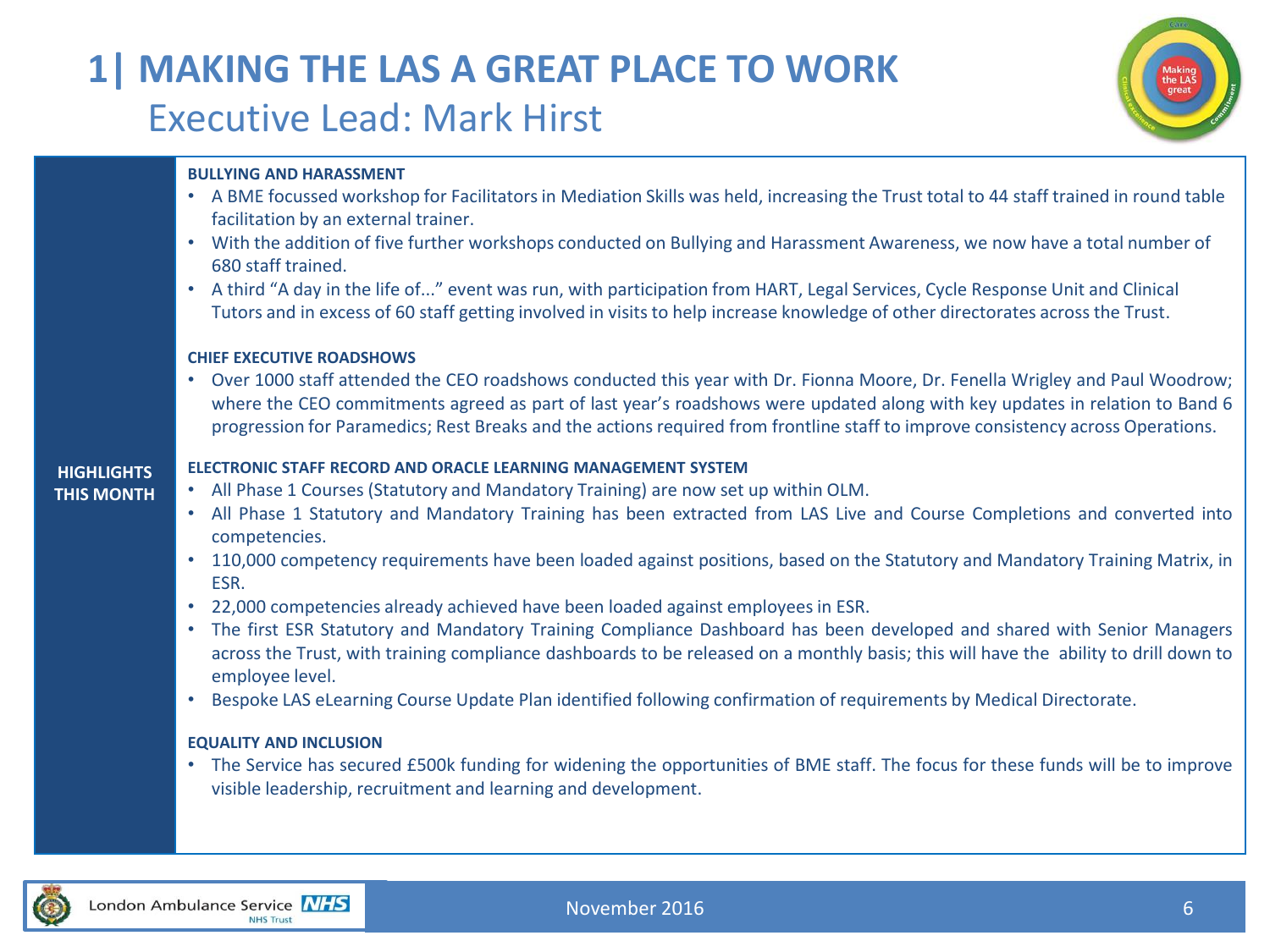# 1| MAKING THE LAS A GREAT PLACE TO WORK

## Executive Lead: Mark Hirst

**HIGHLIGHTS THIS MONTH**

**BULLYING AND HARASSMENT**

- A BME focussed workshop for Facilitators in Mediation Skills was held, increasing the Trust total to 44 staff trained in round table facilitation by an external trainer.
- With the addition of five further workshops conducted on Bullying and Harassment Awareness, we now have a total number of 680 staff trained.
- A third "A day in the life of..." event was run, with participation from HART, Legal Services, Cycle Response Unit and Clinical Tutors and in excess of 60 staff getting involved in visits to help increase knowledge of other directorates across the Trust.

**CHIEF EXECUTIVE ROADSHOWS**

- Over 1000 staff attended the CEO roadshows conducted this year with Dr. Fionna Moore, Dr. Fenella Wrigley and Paul Woodrow; where the CEO commitments agreed as part of last year's roadshows were updated along with key updates in relation to Band 6 progression for Paramedics; Rest Breaks and the actions required from frontline staff to improve consistency across Operations.

**ELECTRONIC STAFF RECORD AND ORACLE LEARNING MANAGEMENT SYSTEM**

- All Phase 1 Courses (Statutory and Mandatory Training) are now set up within OLM.
- All Phase 1 Statutory and Mandatory Training has been extracted from LAS Live and Course Completions and converted into competencies.
- 110,000 competency requirements have been loaded against positions, based on the Statutory and Mandatory Training Matrix, in ESR.
- 22,000 competencies already achieved have been loaded against employees in ESR.
- The first ESR Statutory and Mandatory Training Compliance Dashboard has been developed and shared with Senior Managers across the Trust, with training compliance dashboards to be released on a monthly basis; this will have the ability to drill down to employee level.
- Bespoke LAS eLearning Course Update Plan identified following confirmation of requirements by Medical Directorate.

**EQUALITY AND INCLUSION**

- The Service has secured £500k funding for widening the opportunities of BME staff. The focus for these funds will be to improve visible leadership, recruitment and learning and development.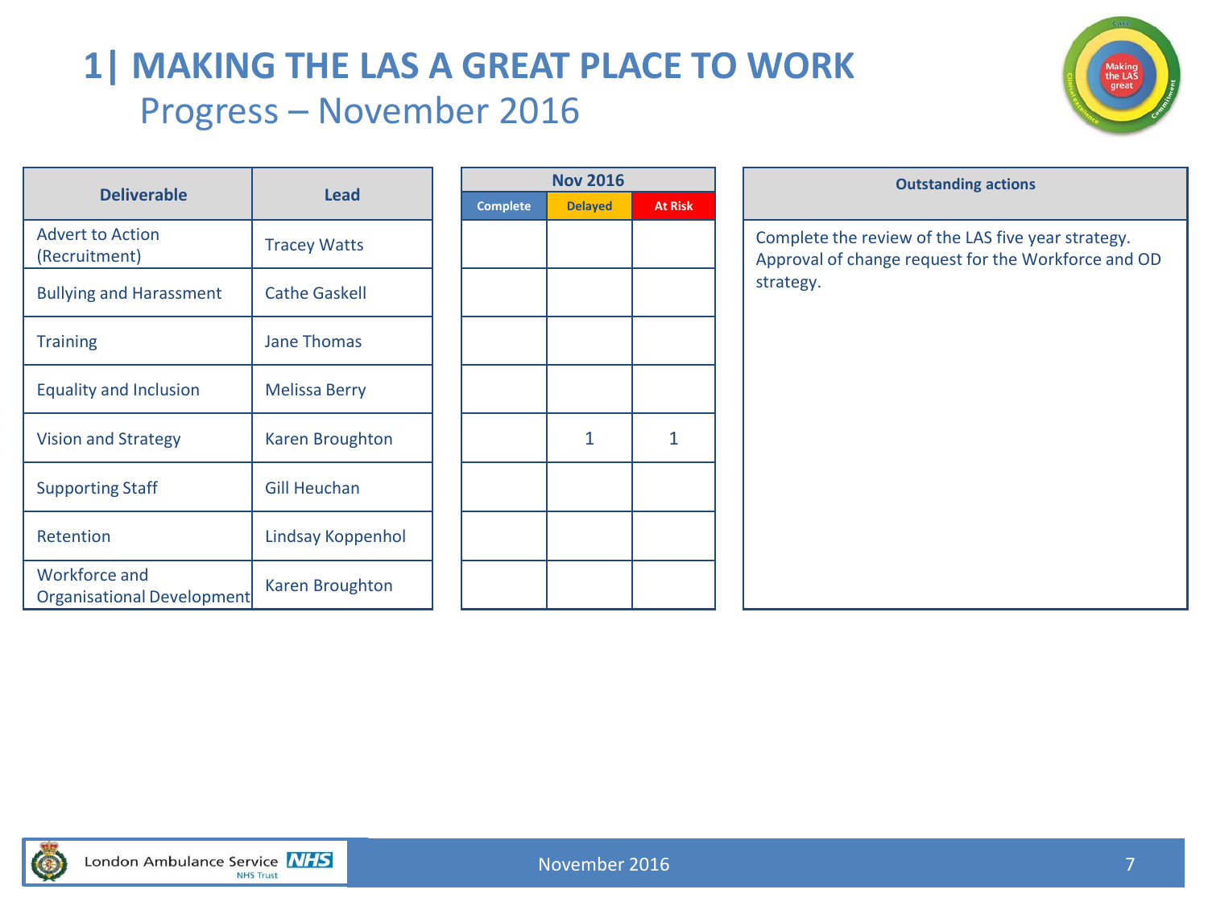# 1| MAKING THE LAS A GREAT PLACE TO WORK

## Progress – November 2016

| Deliverable | Lead | Nov 2016 | | |
|---|---|---|---|---|
| | | Complete | Delayed | At Risk |
| Advert to Action (Recruitment) | Tracey Watts | | | |
| Bullying and Harassment | Cathe Gaskell | | | |
| Training | Jane Thomas | | | |
| Equality and Inclusion | Melissa Berry | | | |
| Vision and Strategy | Karen Broughton | | 1 | 1 |
| Supporting Staff | Gill Heuchan | | | |
| Retention | Lindsay Koppenhol | | | |
| Workforce and Organisational Development | Karen Broughton | | | |

**Outstanding actions**

Complete the review of the LAS five year strategy.
Approval of change request for the Workforce and OD strategy.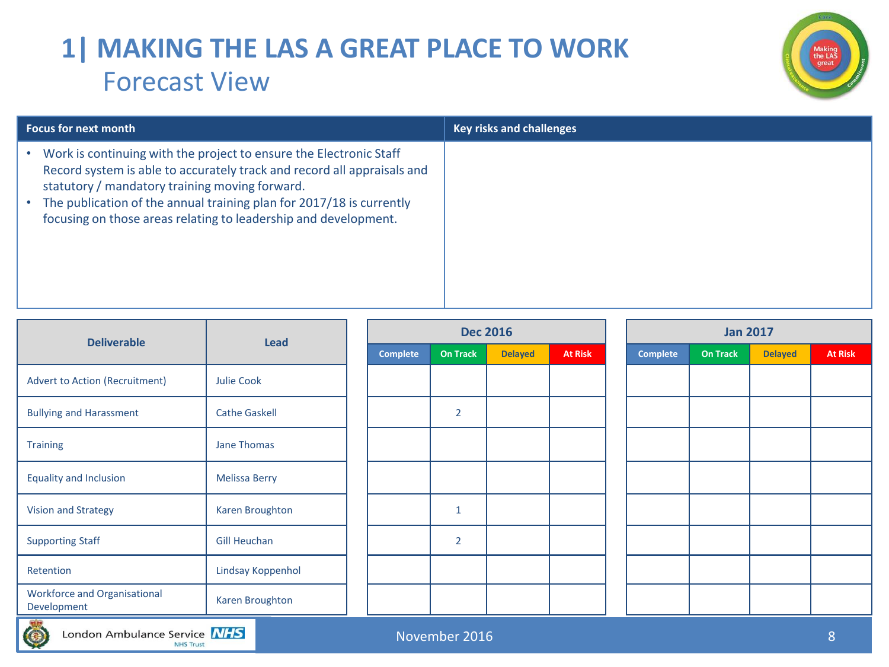# 1| MAKING THE LAS A GREAT PLACE TO WORK

## Forecast View

| Focus for next month | Key risks and challenges |
|---|---|
| • Work is continuing with the project to ensure the Electronic Staff Record system is able to accurately track and record all appraisals and statutory / mandatory training moving forward.<br>• The publication of the annual training plan for 2017/18 is currently focusing on those areas relating to leadership and development. | |

| Deliverable | Lead | Dec 2016 | | | | Jan 2017 | | | |
|---|---|---|---|---|---|---|---|---|---|
| | | Complete | On Track | Delayed | At Risk | Complete | On Track | Delayed | At Risk |
| Advert to Action (Recruitment) | Julie Cook | | | | | | | | |
| Bullying and Harassment | Cathe Gaskell | | 2 | | | | | | |
| Training | Jane Thomas | | | | | | | | |
| Equality and Inclusion | Melissa Berry | | | | | | | | |
| Vision and Strategy | Karen Broughton | | 1 | | | | | | |
| Supporting Staff | Gill Heuchan | | 2 | | | | | | |
| Retention | Lindsay Koppenhol | | | | | | | | |
| Workforce and Organisational Development | Karen Broughton | | | | | | | | |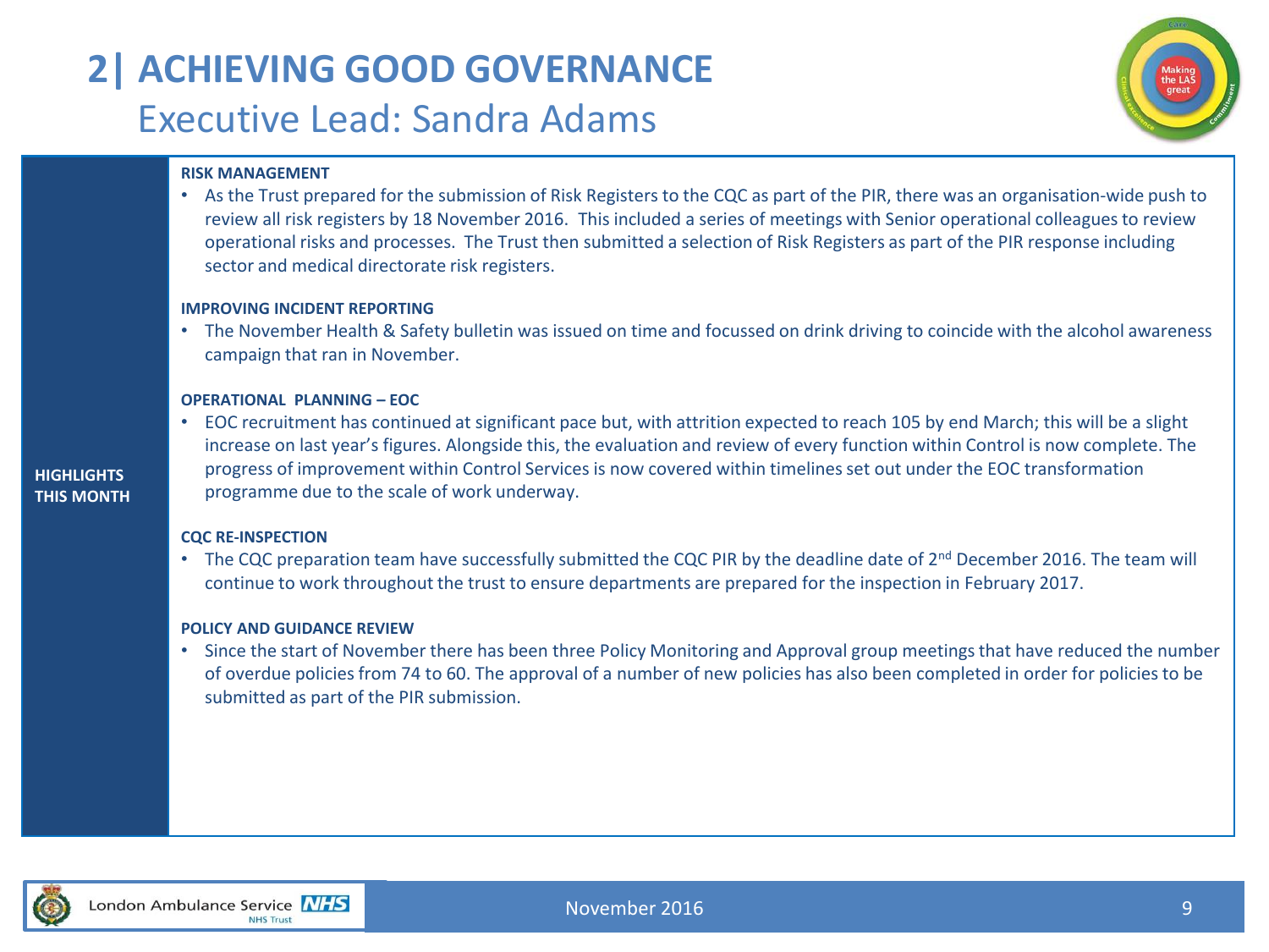# 2| ACHIEVING GOOD GOVERNANCE

## Executive Lead: Sandra Adams

**HIGHLIGHTS THIS MONTH**

**RISK MANAGEMENT**

- As the Trust prepared for the submission of Risk Registers to the CQC as part of the PIR, there was an organisation-wide push to review all risk registers by 18 November 2016. This included a series of meetings with Senior operational colleagues to review operational risks and processes. The Trust then submitted a selection of Risk Registers as part of the PIR response including sector and medical directorate risk registers.

**IMPROVING INCIDENT REPORTING**

- The November Health & Safety bulletin was issued on time and focussed on drink driving to coincide with the alcohol awareness campaign that ran in November.

**OPERATIONAL PLANNING – EOC**

- EOC recruitment has continued at significant pace but, with attrition expected to reach 105 by end March; this will be a slight increase on last year's figures. Alongside this, the evaluation and review of every function within Control is now complete. The progress of improvement within Control Services is now covered within timelines set out under the EOC transformation programme due to the scale of work underway.

**CQC RE-INSPECTION**

- The CQC preparation team have successfully submitted the CQC PIR by the deadline date of 2nd December 2016. The team will continue to work throughout the trust to ensure departments are prepared for the inspection in February 2017.

**POLICY AND GUIDANCE REVIEW**

- Since the start of November there has been three Policy Monitoring and Approval group meetings that have reduced the number of overdue policies from 74 to 60. The approval of a number of new policies has also been completed in order for policies to be submitted as part of the PIR submission.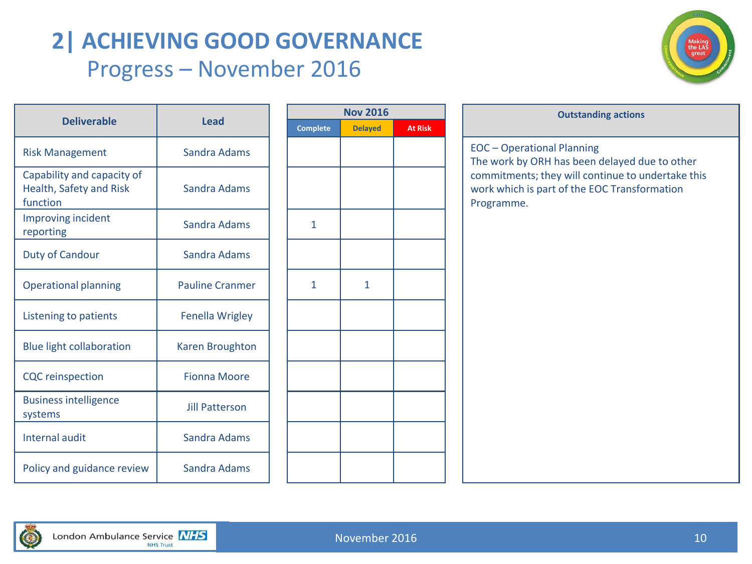# 2| ACHIEVING GOOD GOVERNANCE

## Progress – November 2016

| Deliverable | Lead | Nov 2016 | | |
|---|---|---|---|---|
| | | Complete | Delayed | At Risk |
| Risk Management | Sandra Adams | | | |
| Capability and capacity of Health, Safety and Risk function | Sandra Adams | | | |
| Improving incident reporting | Sandra Adams | 1 | | |
| Duty of Candour | Sandra Adams | | | |
| Operational planning | Pauline Cranmer | 1 | 1 | |
| Listening to patients | Fenella Wrigley | | | |
| Blue light collaboration | Karen Broughton | | | |
| CQC reinspection | Fionna Moore | | | |
| Business intelligence systems | Jill Patterson | | | |
| Internal audit | Sandra Adams | | | |
| Policy and guidance review | Sandra Adams | | | |

**Outstanding actions**

EOC – Operational Planning
The work by ORH has been delayed due to other commitments; they will continue to undertake this work which is part of the EOC Transformation Programme.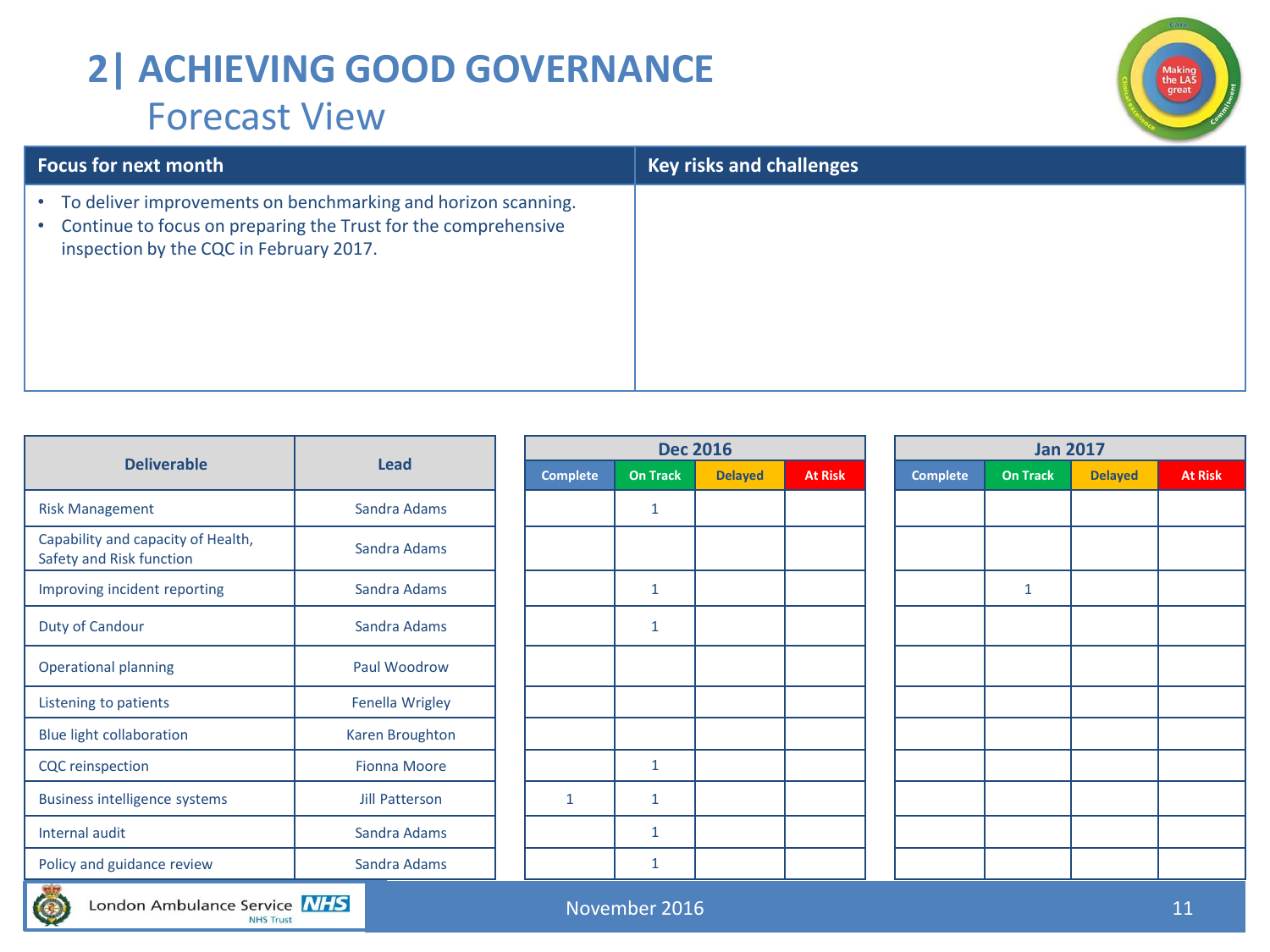# 2| ACHIEVING GOOD GOVERNANCE

## Forecast View

| Focus for next month | Key risks and challenges |
|---|---|
| • To deliver improvements on benchmarking and horizon scanning.<br>• Continue to focus on preparing the Trust for the comprehensive inspection by the CQC in February 2017. | |

| Deliverable | Lead | Dec 2016 | | | | Jan 2017 | | | |
|---|---|---|---|---|---|---|---|---|---|
| | | Complete | On Track | Delayed | At Risk | Complete | On Track | Delayed | At Risk |
| Risk Management | Sandra Adams | | 1 | | | | | | |
| Capability and capacity of Health, Safety and Risk function | Sandra Adams | | | | | | | | |
| Improving incident reporting | Sandra Adams | | 1 | | | | 1 | | |
| Duty of Candour | Sandra Adams | | 1 | | | | | | |
| Operational planning | Paul Woodrow | | | | | | | | |
| Listening to patients | Fenella Wrigley | | | | | | | | |
| Blue light collaboration | Karen Broughton | | | | | | | | |
| CQC reinspection | Fionna Moore | | 1 | | | | | | |
| Business intelligence systems | Jill Patterson | 1 | 1 | | | | | | |
| Internal audit | Sandra Adams | | 1 | | | | | | |
| Policy and guidance review | Sandra Adams | | 1 | | | | | | |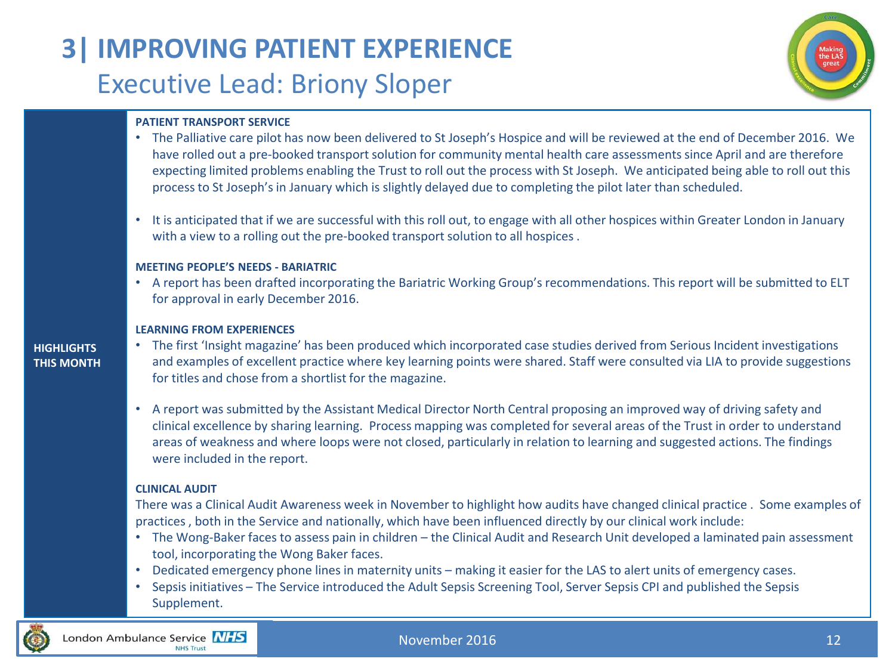# 3| IMPROVING PATIENT EXPERIENCE

## Executive Lead: Briony Sloper

**HIGHLIGHTS THIS MONTH**

**PATIENT TRANSPORT SERVICE**

- The Palliative care pilot has now been delivered to St Joseph's Hospice and will be reviewed at the end of December 2016. We have rolled out a pre-booked transport solution for community mental health care assessments since April and are therefore expecting limited problems enabling the Trust to roll out the process with St Joseph. We anticipated being able to roll out this process to St Joseph's in January which is slightly delayed due to completing the pilot later than scheduled.

- It is anticipated that if we are successful with this roll out, to engage with all other hospices within Greater London in January with a view to a rolling out the pre-booked transport solution to all hospices .

**MEETING PEOPLE'S NEEDS - BARIATRIC**

- A report has been drafted incorporating the Bariatric Working Group's recommendations. This report will be submitted to ELT for approval in early December 2016.

**LEARNING FROM EXPERIENCES**

- The first 'Insight magazine' has been produced which incorporated case studies derived from Serious Incident investigations and examples of excellent practice where key learning points were shared. Staff were consulted via LIA to provide suggestions for titles and chose from a shortlist for the magazine.

- A report was submitted by the Assistant Medical Director North Central proposing an improved way of driving safety and clinical excellence by sharing learning. Process mapping was completed for several areas of the Trust in order to understand areas of weakness and where loops were not closed, particularly in relation to learning and suggested actions. The findings were included in the report.

**CLINICAL AUDIT**

There was a Clinical Audit Awareness week in November to highlight how audits have changed clinical practice . Some examples of practices , both in the Service and nationally, which have been influenced directly by our clinical work include:

- The Wong-Baker faces to assess pain in children – the Clinical Audit and Research Unit developed a laminated pain assessment tool, incorporating the Wong Baker faces.
- Dedicated emergency phone lines in maternity units – making it easier for the LAS to alert units of emergency cases.
- Sepsis initiatives – The Service introduced the Adult Sepsis Screening Tool, Server Sepsis CPI and published the Sepsis Supplement.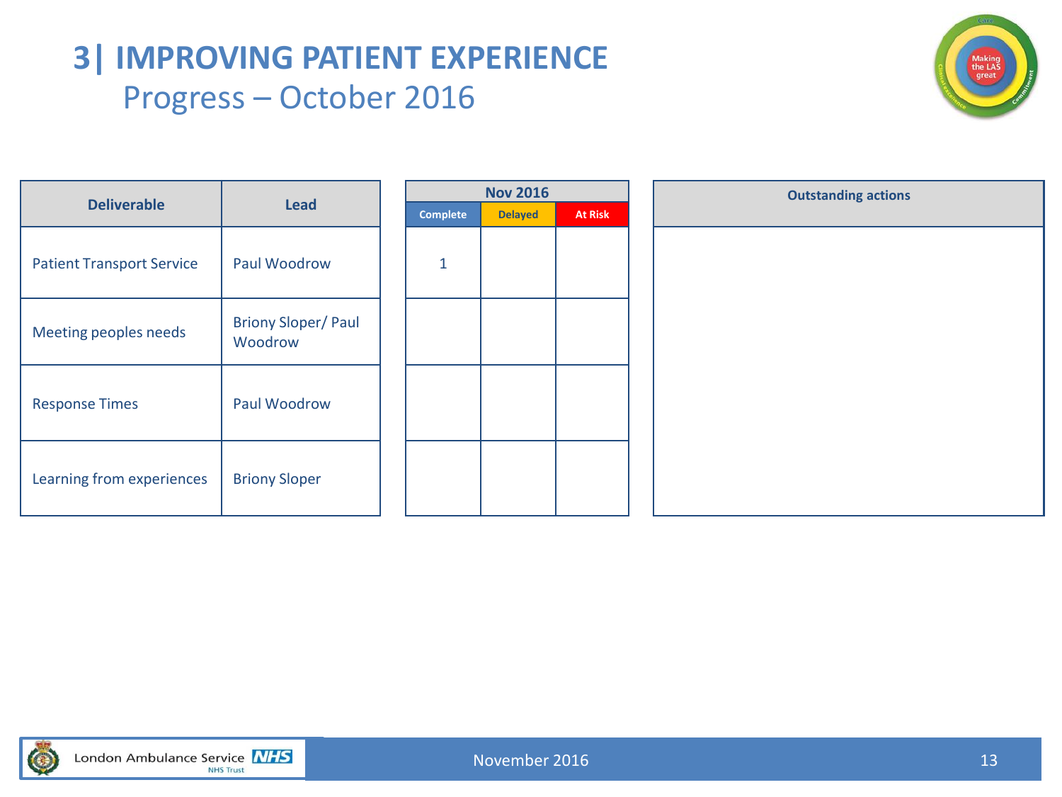# 3| IMPROVING PATIENT EXPERIENCE

## Progress – October 2016

| Deliverable | Lead | Nov 2016 | | | Outstanding actions |
|---|---|---|---|---|---|
| | | Complete | Delayed | At Risk | |
| Patient Transport Service | Paul Woodrow | 1 | | | |
| Meeting peoples needs | Briony Sloper/ Paul Woodrow | | | | |
| Response Times | Paul Woodrow | | | | |
| Learning from experiences | Briony Sloper | | | | |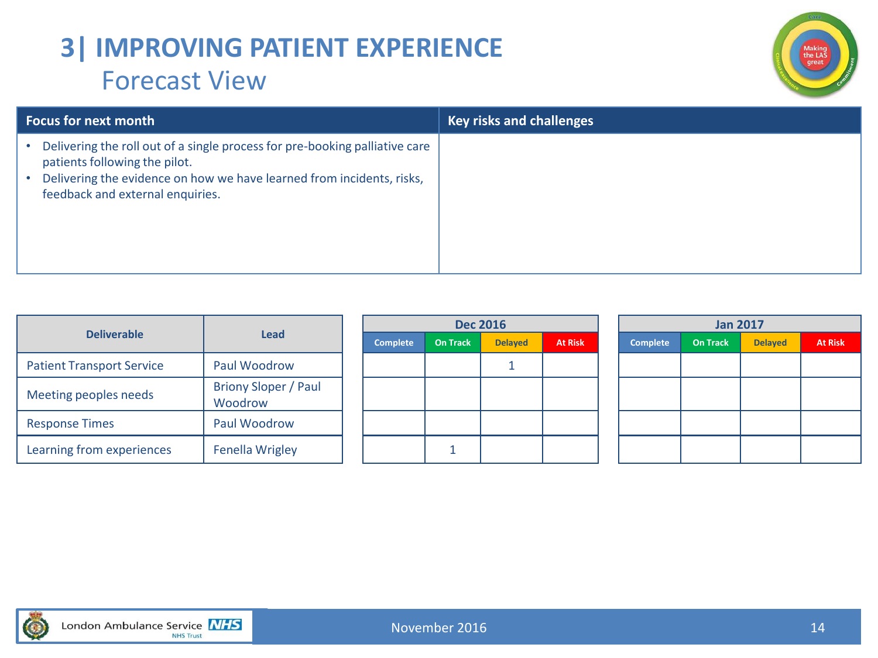# 3| IMPROVING PATIENT EXPERIENCE

## Forecast View

| Focus for next month | Key risks and challenges |
|---|---|
| • Delivering the roll out of a single process for pre-booking palliative care patients following the pilot.<br>• Delivering the evidence on how we have learned from incidents, risks, feedback and external enquiries. | |

| Deliverable | Lead | Dec 2016 | | | | Jan 2017 | | | |
|---|---|---|---|---|---|---|---|---|---|
| | | Complete | On Track | Delayed | At Risk | Complete | On Track | Delayed | At Risk |
| Patient Transport Service | Paul Woodrow | | | 1 | | | | | |
| Meeting peoples needs | Briony Sloper / Paul Woodrow | | | | | | | | |
| Response Times | Paul Woodrow | | | | | | | | |
| Learning from experiences | Fenella Wrigley | | 1 | | | | | | |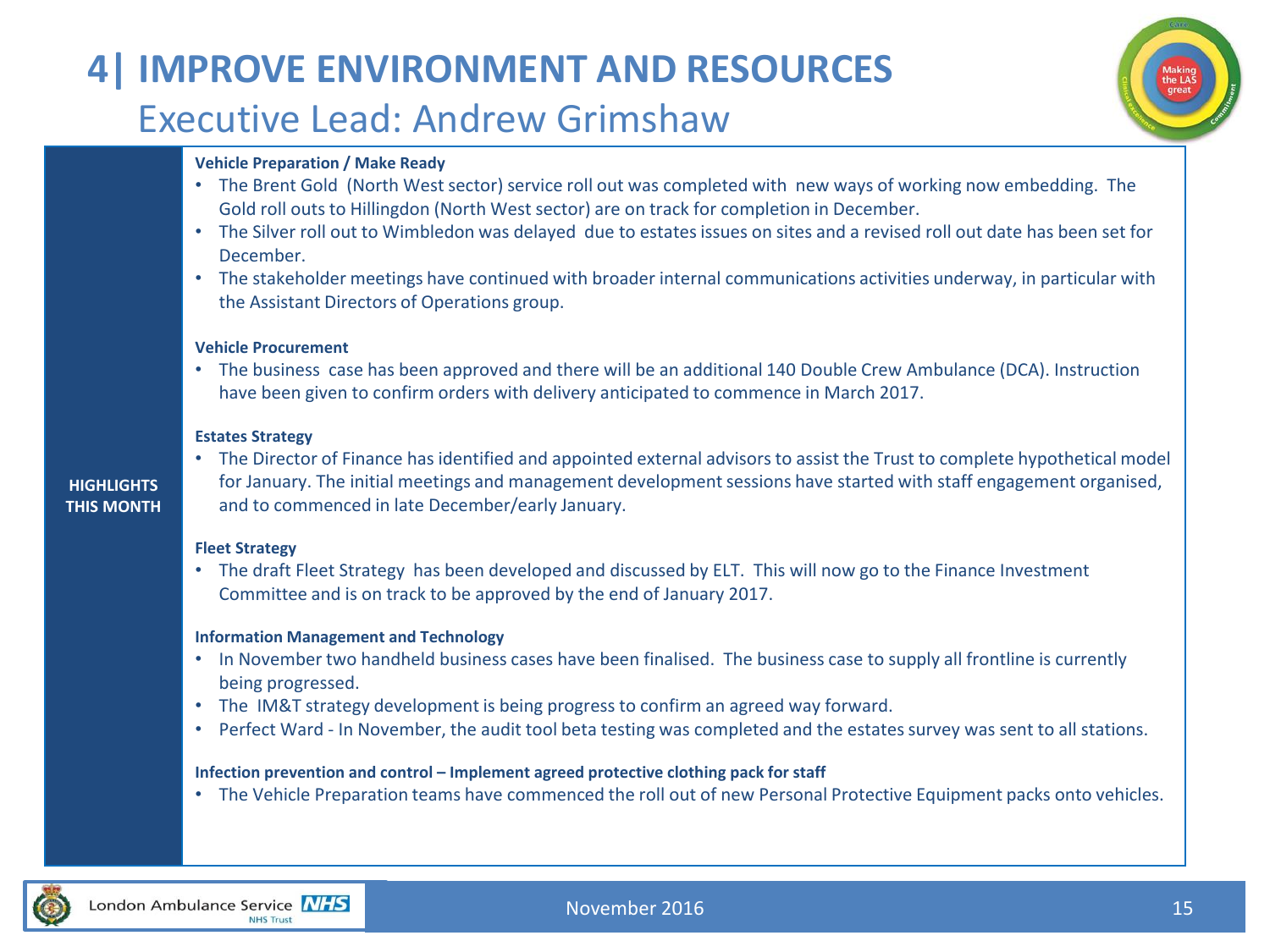# 4| IMPROVE ENVIRONMENT AND RESOURCES

## Executive Lead: Andrew Grimshaw

**HIGHLIGHTS THIS MONTH**

**Vehicle Preparation / Make Ready**

- The Brent Gold (North West sector) service roll out was completed with new ways of working now embedding. The Gold roll outs to Hillingdon (North West sector) are on track for completion in December.
- The Silver roll out to Wimbledon was delayed due to estates issues on sites and a revised roll out date has been set for December.
- The stakeholder meetings have continued with broader internal communications activities underway, in particular with the Assistant Directors of Operations group.

**Vehicle Procurement**

- The business case has been approved and there will be an additional 140 Double Crew Ambulance (DCA). Instruction have been given to confirm orders with delivery anticipated to commence in March 2017.

**Estates Strategy**

- The Director of Finance has identified and appointed external advisors to assist the Trust to complete hypothetical model for January. The initial meetings and management development sessions have started with staff engagement organised, and to commenced in late December/early January.

**Fleet Strategy**

- The draft Fleet Strategy has been developed and discussed by ELT. This will now go to the Finance Investment Committee and is on track to be approved by the end of January 2017.

**Information Management and Technology**

- In November two handheld business cases have been finalised. The business case to supply all frontline is currently being progressed.
- The IM&T strategy development is being progress to confirm an agreed way forward.
- Perfect Ward - In November, the audit tool beta testing was completed and the estates survey was sent to all stations.

**Infection prevention and control – Implement agreed protective clothing pack for staff**

- The Vehicle Preparation teams have commenced the roll out of new Personal Protective Equipment packs onto vehicles.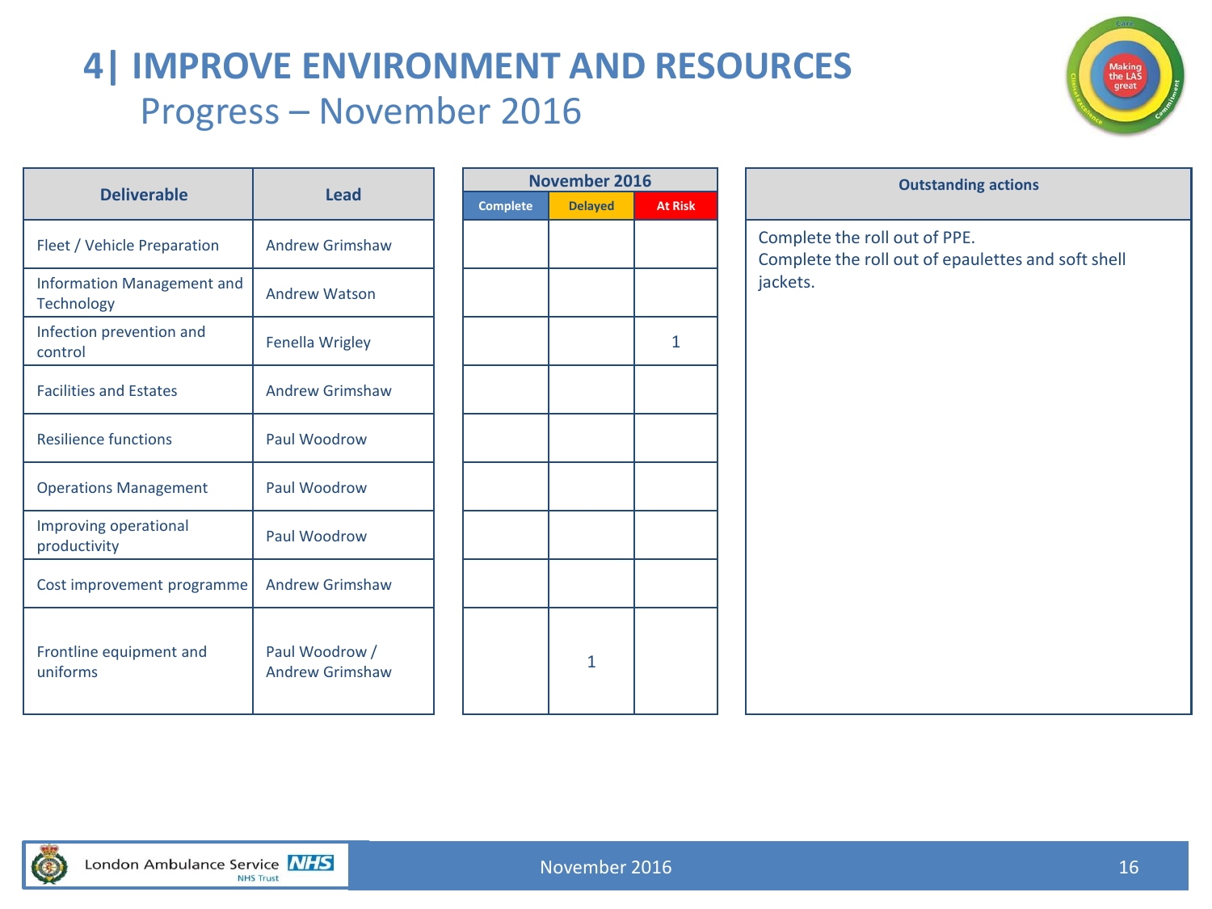# 4| IMPROVE ENVIRONMENT AND RESOURCES

## Progress – November 2016

| Deliverable | Lead | November 2016 | | |
|---|---|---|---|---|
| | | Complete | Delayed | At Risk |
| Fleet / Vehicle Preparation | Andrew Grimshaw | | | |
| Information Management and Technology | Andrew Watson | | | |
| Infection prevention and control | Fenella Wrigley | | | 1 |
| Facilities and Estates | Andrew Grimshaw | | | |
| Resilience functions | Paul Woodrow | | | |
| Operations Management | Paul Woodrow | | | |
| Improving operational productivity | Paul Woodrow | | | |
| Cost improvement programme | Andrew Grimshaw | | | |
| Frontline equipment and uniforms | Paul Woodrow / Andrew Grimshaw | | 1 | |

**Outstanding actions**

Complete the roll out of PPE.
Complete the roll out of epaulettes and soft shell jackets.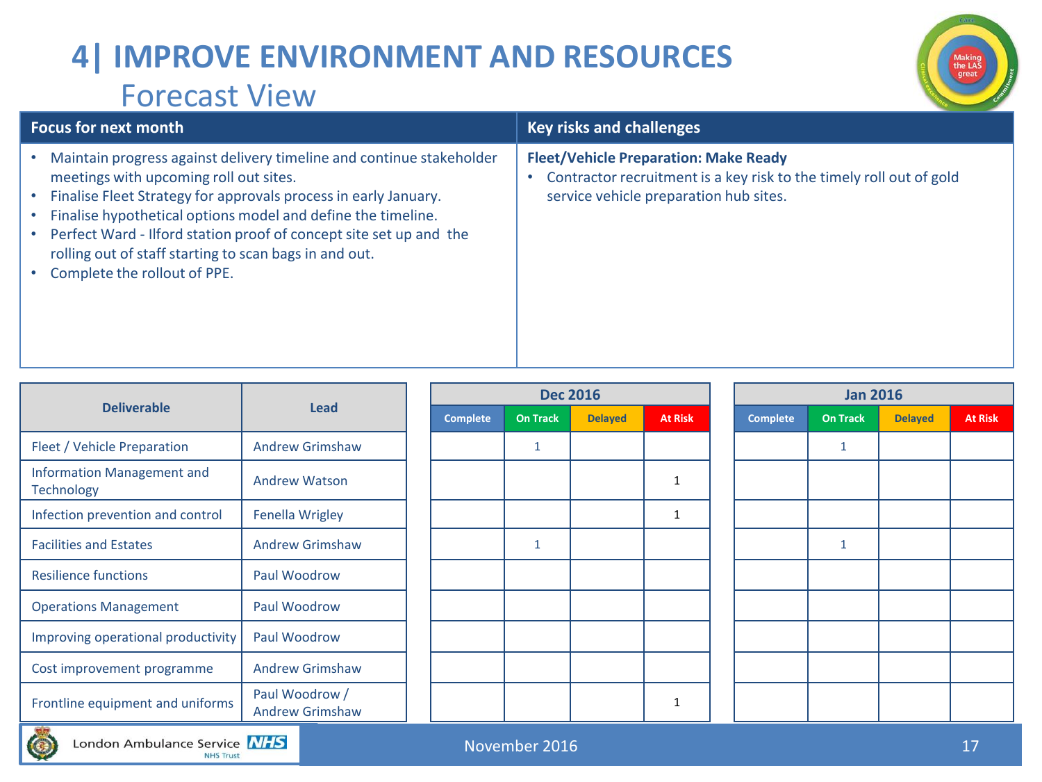# 4| IMPROVE ENVIRONMENT AND RESOURCES

## Forecast View

| Focus for next month | Key risks and challenges |
|---|---|
| • Maintain progress against delivery timeline and continue stakeholder meetings with upcoming roll out sites.<br>• Finalise Fleet Strategy for approvals process in early January.<br>• Finalise hypothetical options model and define the timeline.<br>• Perfect Ward - Ilford station proof of concept site set up and the rolling out of staff starting to scan bags in and out.<br>• Complete the rollout of PPE. | **Fleet/Vehicle Preparation: Make Ready**<br>• Contractor recruitment is a key risk to the timely roll out of gold service vehicle preparation hub sites. |

| Deliverable | Lead | Dec 2016 | | | | Jan 2016 | | | |
|---|---|---|---|---|---|---|---|---|---|
| | | Complete | On Track | Delayed | At Risk | Complete | On Track | Delayed | At Risk |
| Fleet / Vehicle Preparation | Andrew Grimshaw | | 1 | | | | 1 | | |
| Information Management and Technology | Andrew Watson | | | | 1 | | | | |
| Infection prevention and control | Fenella Wrigley | | | | 1 | | | | |
| Facilities and Estates | Andrew Grimshaw | | 1 | | | | 1 | | |
| Resilience functions | Paul Woodrow | | | | | | | | |
| Operations Management | Paul Woodrow | | | | | | | | |
| Improving operational productivity | Paul Woodrow | | | | | | | | |
| Cost improvement programme | Andrew Grimshaw | | | | | | | | |
| Frontline equipment and uniforms | Paul Woodrow / Andrew Grimshaw | | | | 1 | | | | |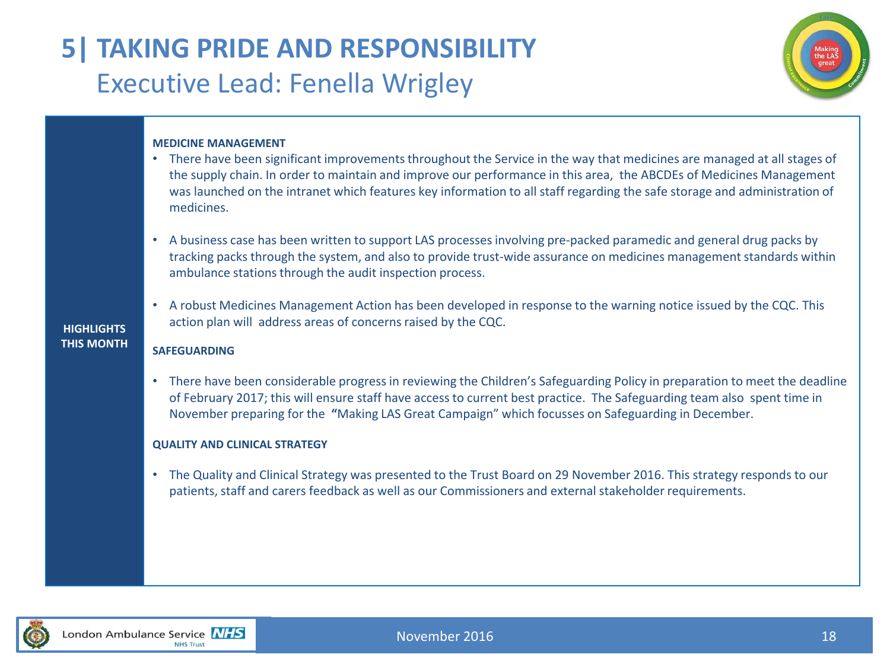# 5| TAKING PRIDE AND RESPONSIBILITY

## Executive Lead: Fenella Wrigley

**HIGHLIGHTS THIS MONTH**

**MEDICINE MANAGEMENT**

- There have been significant improvements throughout the Service in the way that medicines are managed at all stages of the supply chain. In order to maintain and improve our performance in this area, the ABCDEs of Medicines Management was launched on the intranet which features key information to all staff regarding the safe storage and administration of medicines.
- A business case has been written to support LAS processes involving pre-packed paramedic and general drug packs by tracking packs through the system, and also to provide trust-wide assurance on medicines management standards within ambulance stations through the audit inspection process.
- A robust Medicines Management Action has been developed in response to the warning notice issued by the CQC. This action plan will address areas of concerns raised by the CQC.

**SAFEGUARDING**

- There have been considerable progress in reviewing the Children's Safeguarding Policy in preparation to meet the deadline of February 2017; this will ensure staff have access to current best practice. The Safeguarding team also spent time in November preparing for the **"**Making LAS Great Campaign" which focusses on Safeguarding in December.

**QUALITY AND CLINICAL STRATEGY**

- The Quality and Clinical Strategy was presented to the Trust Board on 29 November 2016. This strategy responds to our patients, staff and carers feedback as well as our Commissioners and external stakeholder requirements.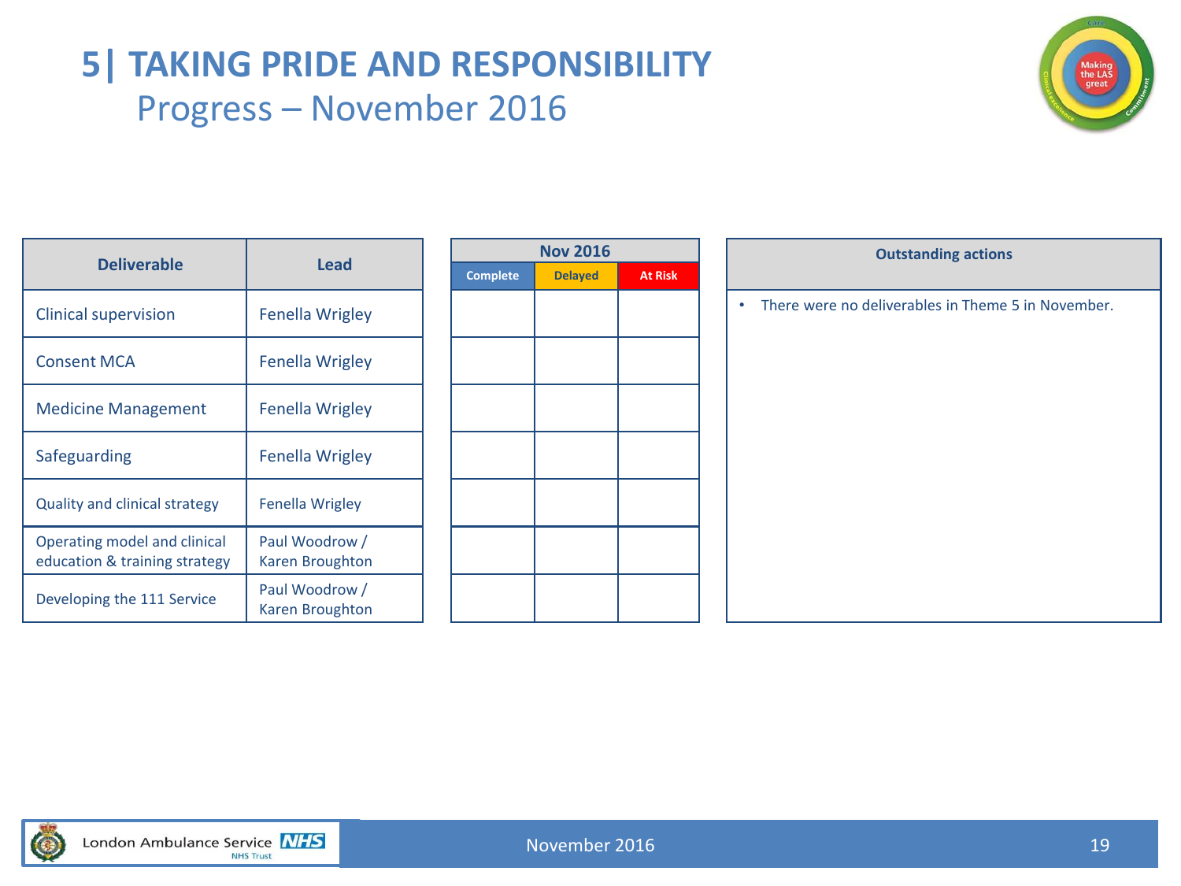# 5| TAKING PRIDE AND RESPONSIBILITY

## Progress – November 2016

| Deliverable | Lead | Nov 2016 | | |
|---|---|---|---|---|
| | | Complete | Delayed | At Risk |
| Clinical supervision | Fenella Wrigley | | | |
| Consent MCA | Fenella Wrigley | | | |
| Medicine Management | Fenella Wrigley | | | |
| Safeguarding | Fenella Wrigley | | | |
| Quality and clinical strategy | Fenella Wrigley | | | |
| Operating model and clinical education & training strategy | Paul Woodrow / Karen Broughton | | | |
| Developing the 111 Service | Paul Woodrow / Karen Broughton | | | |

| Outstanding actions |
|---|
| • There were no deliverables in Theme 5 in November. |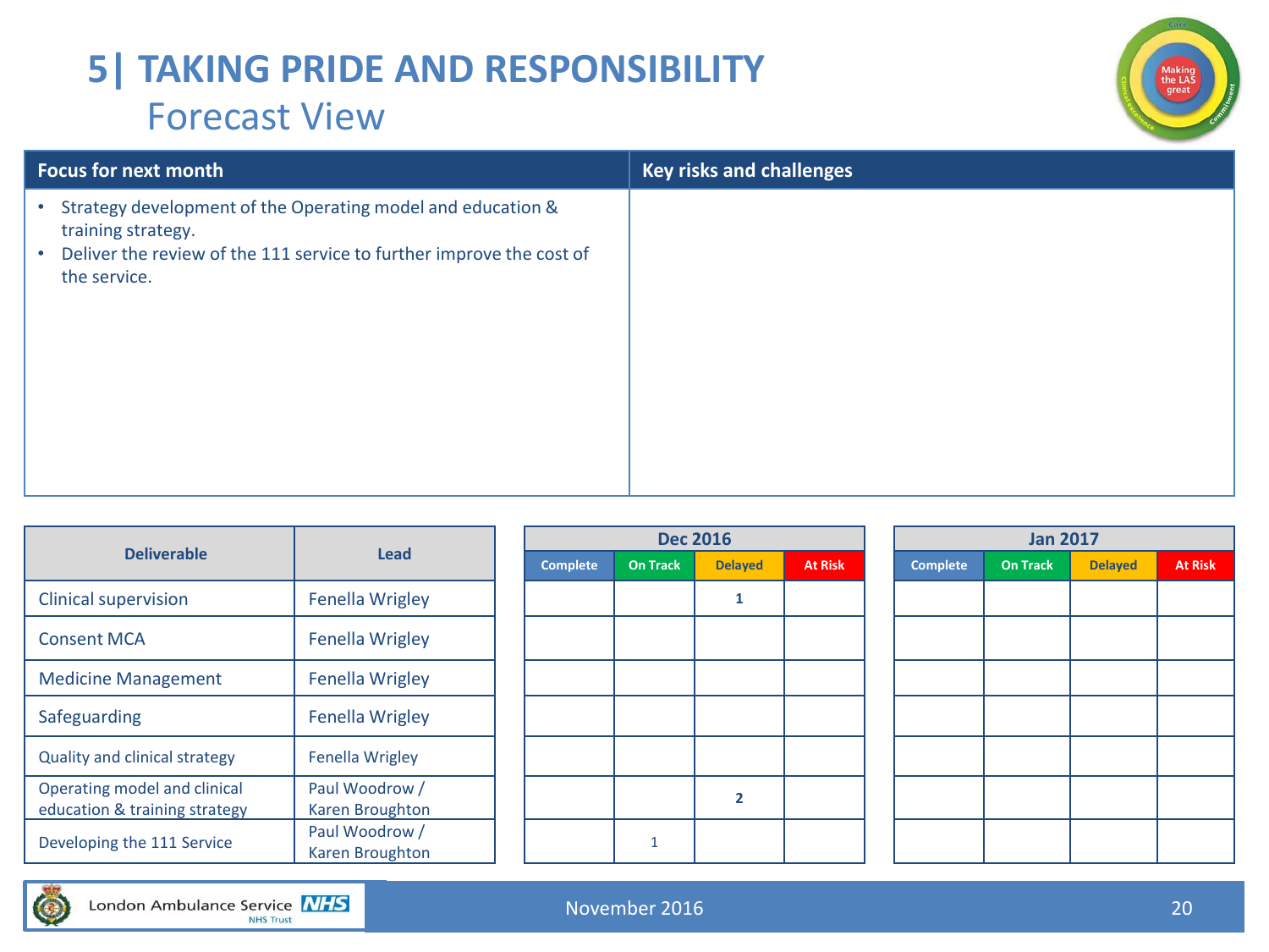# 5| TAKING PRIDE AND RESPONSIBILITY

## Forecast View

| Focus for next month | Key risks and challenges |
| --- | --- |
| • Strategy development of the Operating model and education & training strategy.<br>• Deliver the review of the 111 service to further improve the cost of the service. | |

| Deliverable | Lead | Dec 2016 | | | | Jan 2017 | | | |
| --- | --- | --- | --- | --- | --- | --- | --- | --- | --- |
| | | Complete | On Track | Delayed | At Risk | Complete | On Track | Delayed | At Risk |
| Clinical supervision | Fenella Wrigley | | | 1 | | | | | |
| Consent MCA | Fenella Wrigley | | | | | | | | |
| Medicine Management | Fenella Wrigley | | | | | | | | |
| Safeguarding | Fenella Wrigley | | | | | | | | |
| Quality and clinical strategy | Fenella Wrigley | | | | | | | | |
| Operating model and clinical education & training strategy | Paul Woodrow / Karen Broughton | | | 2 | | | | | |
| Developing the 111 Service | Paul Woodrow / Karen Broughton | | 1 | | | | | | |